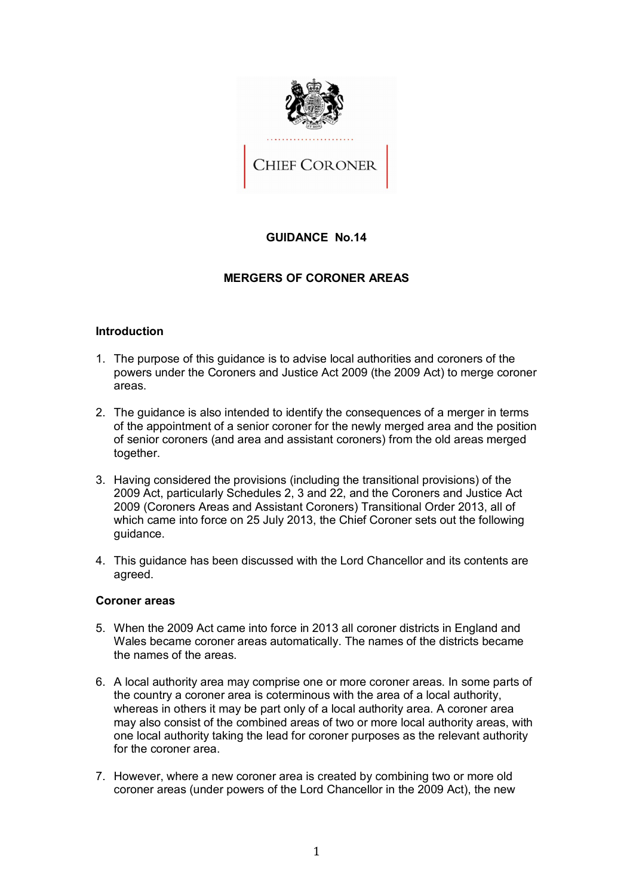CHIEF CORONER

# GUIDANCE No.14

## MERGERS OF CORONER AREAS

### Introduction

1. The purpose of this guidance is to advise local authorities and coroners of the powers under the Coroners and Justice Act 2009 (the 2009 Act) to merge coroner areas.

2. The guidance is also intended to identify the consequences of a merger in terms of the appointment of a senior coroner for the newly merged area and the position of senior coroners (and area and assistant coroners) from the old areas merged together.

3. Having considered the provisions (including the transitional provisions) of the 2009 Act, particularly Schedules 2, 3 and 22, and the Coroners and Justice Act 2009 (Coroners Areas and Assistant Coroners) Transitional Order 2013, all of which came into force on 25 July 2013, the Chief Coroner sets out the following guidance.

4. This guidance has been discussed with the Lord Chancellor and its contents are agreed.

### Coroner areas

5. When the 2009 Act came into force in 2013 all coroner districts in England and Wales became coroner areas automatically. The names of the districts became the names of the areas.

6. A local authority area may comprise one or more coroner areas. In some parts of the country a coroner area is coterminous with the area of a local authority, whereas in others it may be part only of a local authority area. A coroner area may also consist of the combined areas of two or more local authority areas, with one local authority taking the lead for coroner purposes as the relevant authority for the coroner area.

7. However, where a new coroner area is created by combining two or more old coroner areas (under powers of the Lord Chancellor in the 2009 Act), the new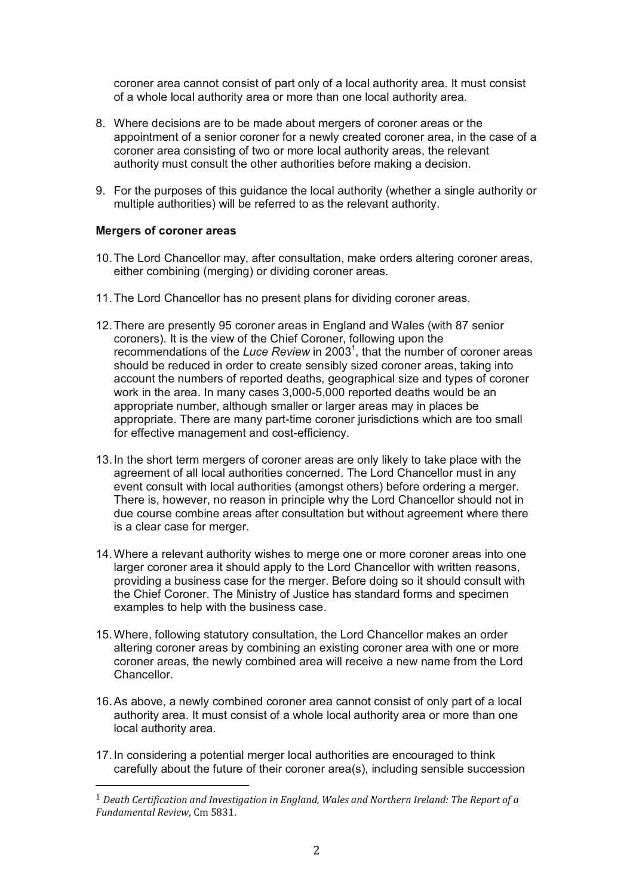coroner area cannot consist of part only of a local authority area. It must consist of a whole local authority area or more than one local authority area.

8. Where decisions are to be made about mergers of coroner areas or the appointment of a senior coroner for a newly created coroner area, in the case of a coroner area consisting of two or more local authority areas, the relevant authority must consult the other authorities before making a decision.

9. For the purposes of this guidance the local authority (whether a single authority or multiple authorities) will be referred to as the relevant authority.

**Mergers of coroner areas**

10. The Lord Chancellor may, after consultation, make orders altering coroner areas, either combining (merging) or dividing coroner areas.

11. The Lord Chancellor has no present plans for dividing coroner areas.

12. There are presently 95 coroner areas in England and Wales (with 87 senior coroners). It is the view of the Chief Coroner, following upon the recommendations of the *Luce Review* in 2003[1], that the number of coroner areas should be reduced in order to create sensibly sized coroner areas, taking into account the numbers of reported deaths, geographical size and types of coroner work in the area. In many cases 3,000-5,000 reported deaths would be an appropriate number, although smaller or larger areas may in places be appropriate. There are many part-time coroner jurisdictions which are too small for effective management and cost-efficiency.

13. In the short term mergers of coroner areas are only likely to take place with the agreement of all local authorities concerned. The Lord Chancellor must in any event consult with local authorities (amongst others) before ordering a merger. There is, however, no reason in principle why the Lord Chancellor should not in due course combine areas after consultation but without agreement where there is a clear case for merger.

14. Where a relevant authority wishes to merge one or more coroner areas into one larger coroner area it should apply to the Lord Chancellor with written reasons, providing a business case for the merger. Before doing so it should consult with the Chief Coroner. The Ministry of Justice has standard forms and specimen examples to help with the business case.

15. Where, following statutory consultation, the Lord Chancellor makes an order altering coroner areas by combining an existing coroner area with one or more coroner areas, the newly combined area will receive a new name from the Lord Chancellor.

16. As above, a newly combined coroner area cannot consist of only part of a local authority area. It must consist of a whole local authority area or more than one local authority area.

17. In considering a potential merger local authorities are encouraged to think carefully about the future of their coroner area(s), including sensible succession

---

[1] *Death Certification and Investigation in England, Wales and Northern Ireland: The Report of a Fundamental Review*, Cm 5831.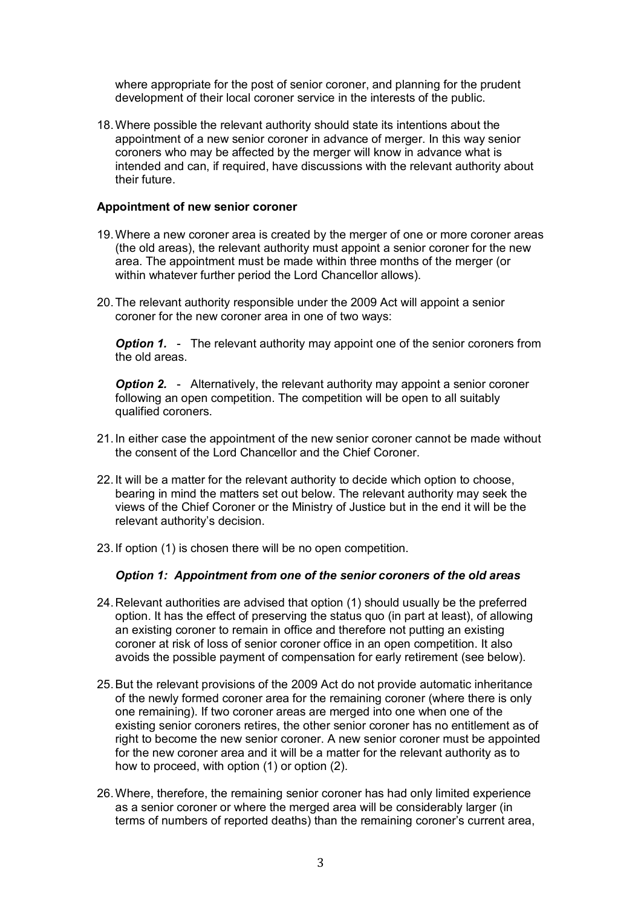where appropriate for the post of senior coroner, and planning for the prudent development of their local coroner service in the interests of the public.

18. Where possible the relevant authority should state its intentions about the appointment of a new senior coroner in advance of merger. In this way senior coroners who may be affected by the merger will know in advance what is intended and can, if required, have discussions with the relevant authority about their future.

**Appointment of new senior coroner**

19. Where a new coroner area is created by the merger of one or more coroner areas (the old areas), the relevant authority must appoint a senior coroner for the new area. The appointment must be made within three months of the merger (or within whatever further period the Lord Chancellor allows).

20. The relevant authority responsible under the 2009 Act will appoint a senior coroner for the new coroner area in one of two ways:

    ***Option 1.*** - The relevant authority may appoint one of the senior coroners from the old areas.

    ***Option 2.*** - Alternatively, the relevant authority may appoint a senior coroner following an open competition. The competition will be open to all suitably qualified coroners.

21. In either case the appointment of the new senior coroner cannot be made without the consent of the Lord Chancellor and the Chief Coroner.

22. It will be a matter for the relevant authority to decide which option to choose, bearing in mind the matters set out below. The relevant authority may seek the views of the Chief Coroner or the Ministry of Justice but in the end it will be the relevant authority's decision.

23. If option (1) is chosen there will be no open competition.

***Option 1: Appointment from one of the senior coroners of the old areas***

24. Relevant authorities are advised that option (1) should usually be the preferred option. It has the effect of preserving the status quo (in part at least), of allowing an existing coroner to remain in office and therefore not putting an existing coroner at risk of loss of senior coroner office in an open competition. It also avoids the possible payment of compensation for early retirement (see below).

25. But the relevant provisions of the 2009 Act do not provide automatic inheritance of the newly formed coroner area for the remaining coroner (where there is only one remaining). If two coroner areas are merged into one when one of the existing senior coroners retires, the other senior coroner has no entitlement as of right to become the new senior coroner. A new senior coroner must be appointed for the new coroner area and it will be a matter for the relevant authority as to how to proceed, with option (1) or option (2).

26. Where, therefore, the remaining senior coroner has had only limited experience as a senior coroner or where the merged area will be considerably larger (in terms of numbers of reported deaths) than the remaining coroner's current area,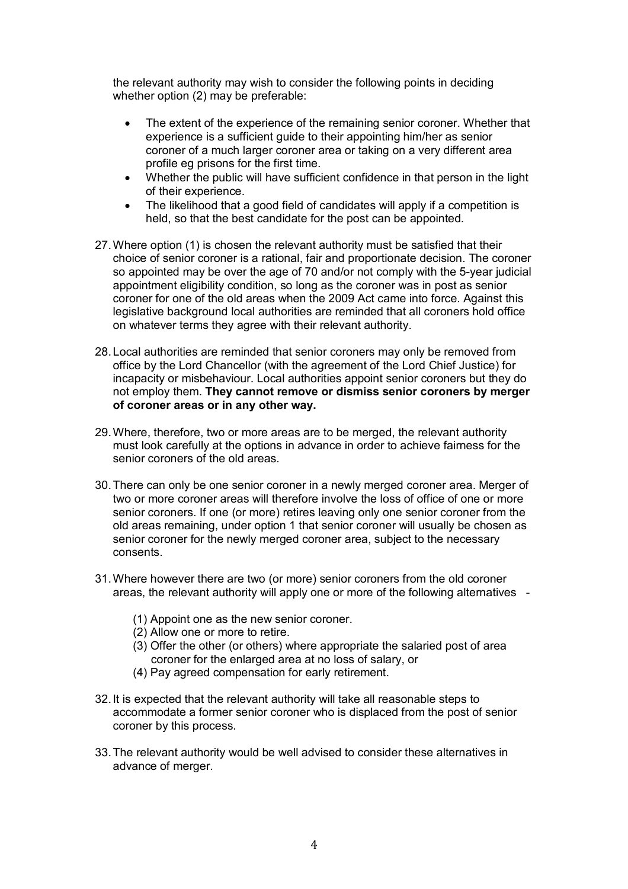the relevant authority may wish to consider the following points in deciding whether option (2) may be preferable:

- The extent of the experience of the remaining senior coroner. Whether that experience is a sufficient guide to their appointing him/her as senior coroner of a much larger coroner area or taking on a very different area profile eg prisons for the first time.
- Whether the public will have sufficient confidence in that person in the light of their experience.
- The likelihood that a good field of candidates will apply if a competition is held, so that the best candidate for the post can be appointed.

27. Where option (1) is chosen the relevant authority must be satisfied that their choice of senior coroner is a rational, fair and proportionate decision. The coroner so appointed may be over the age of 70 and/or not comply with the 5-year judicial appointment eligibility condition, so long as the coroner was in post as senior coroner for one of the old areas when the 2009 Act came into force. Against this legislative background local authorities are reminded that all coroners hold office on whatever terms they agree with their relevant authority.

28. Local authorities are reminded that senior coroners may only be removed from office by the Lord Chancellor (with the agreement of the Lord Chief Justice) for incapacity or misbehaviour. Local authorities appoint senior coroners but they do not employ them. **They cannot remove or dismiss senior coroners by merger of coroner areas or in any other way.**

29. Where, therefore, two or more areas are to be merged, the relevant authority must look carefully at the options in advance in order to achieve fairness for the senior coroners of the old areas.

30. There can only be one senior coroner in a newly merged coroner area. Merger of two or more coroner areas will therefore involve the loss of office of one or more senior coroners. If one (or more) retires leaving only one senior coroner from the old areas remaining, under option 1 that senior coroner will usually be chosen as senior coroner for the newly merged coroner area, subject to the necessary consents.

31. Where however there are two (or more) senior coroners from the old coroner areas, the relevant authority will apply one or more of the following alternatives -

    (1) Appoint one as the new senior coroner.
    (2) Allow one or more to retire.
    (3) Offer the other (or others) where appropriate the salaried post of area coroner for the enlarged area at no loss of salary, or
    (4) Pay agreed compensation for early retirement.

32. It is expected that the relevant authority will take all reasonable steps to accommodate a former senior coroner who is displaced from the post of senior coroner by this process.

33. The relevant authority would be well advised to consider these alternatives in advance of merger.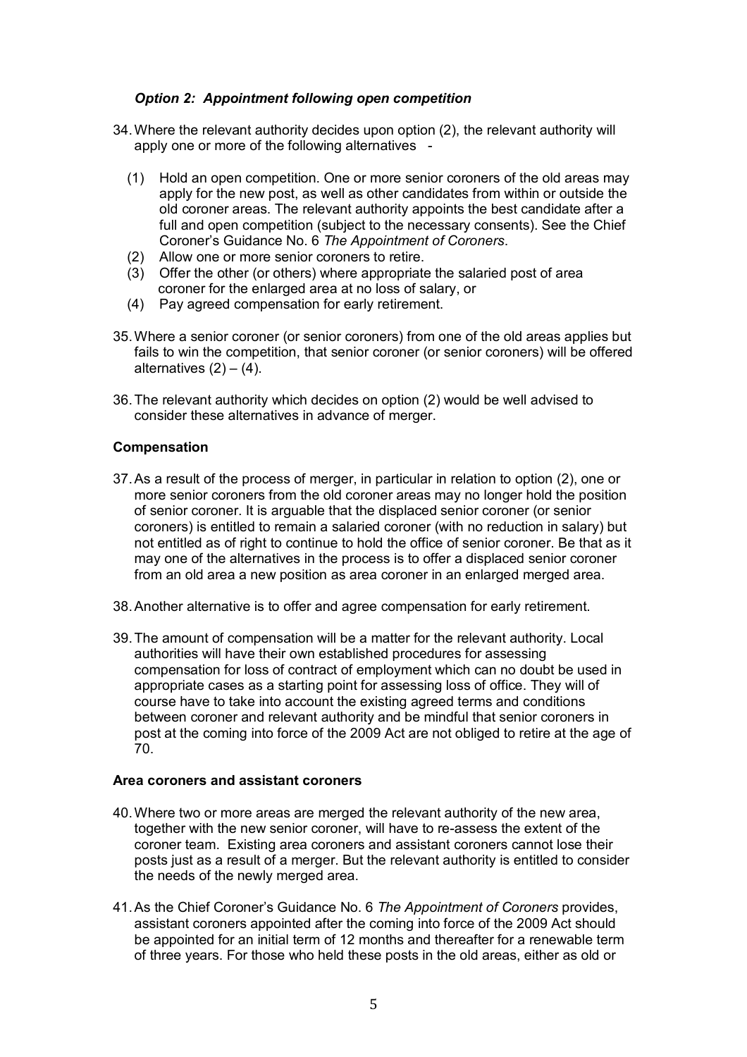### *Option 2: Appointment following open competition*

34. Where the relevant authority decides upon option (2), the relevant authority will apply one or more of the following alternatives -

    (1) Hold an open competition. One or more senior coroners of the old areas may apply for the new post, as well as other candidates from within or outside the old coroner areas. The relevant authority appoints the best candidate after a full and open competition (subject to the necessary consents). See the Chief Coroner's Guidance No. 6 *The Appointment of Coroners*.
    (2) Allow one or more senior coroners to retire.
    (3) Offer the other (or others) where appropriate the salaried post of area coroner for the enlarged area at no loss of salary, or
    (4) Pay agreed compensation for early retirement.

35. Where a senior coroner (or senior coroners) from one of the old areas applies but fails to win the competition, that senior coroner (or senior coroners) will be offered alternatives (2) – (4).

36. The relevant authority which decides on option (2) would be well advised to consider these alternatives in advance of merger.

### **Compensation**

37. As a result of the process of merger, in particular in relation to option (2), one or more senior coroners from the old coroner areas may no longer hold the position of senior coroner. It is arguable that the displaced senior coroner (or senior coroners) is entitled to remain a salaried coroner (with no reduction in salary) but not entitled as of right to continue to hold the office of senior coroner. Be that as it may one of the alternatives in the process is to offer a displaced senior coroner from an old area a new position as area coroner in an enlarged merged area.

38. Another alternative is to offer and agree compensation for early retirement.

39. The amount of compensation will be a matter for the relevant authority. Local authorities will have their own established procedures for assessing compensation for loss of contract of employment which can no doubt be used in appropriate cases as a starting point for assessing loss of office. They will of course have to take into account the existing agreed terms and conditions between coroner and relevant authority and be mindful that senior coroners in post at the coming into force of the 2009 Act are not obliged to retire at the age of 70.

### **Area coroners and assistant coroners**

40. Where two or more areas are merged the relevant authority of the new area, together with the new senior coroner, will have to re-assess the extent of the coroner team. Existing area coroners and assistant coroners cannot lose their posts just as a result of a merger. But the relevant authority is entitled to consider the needs of the newly merged area.

41. As the Chief Coroner's Guidance No. 6 *The Appointment of Coroners* provides, assistant coroners appointed after the coming into force of the 2009 Act should be appointed for an initial term of 12 months and thereafter for a renewable term of three years. For those who held these posts in the old areas, either as old or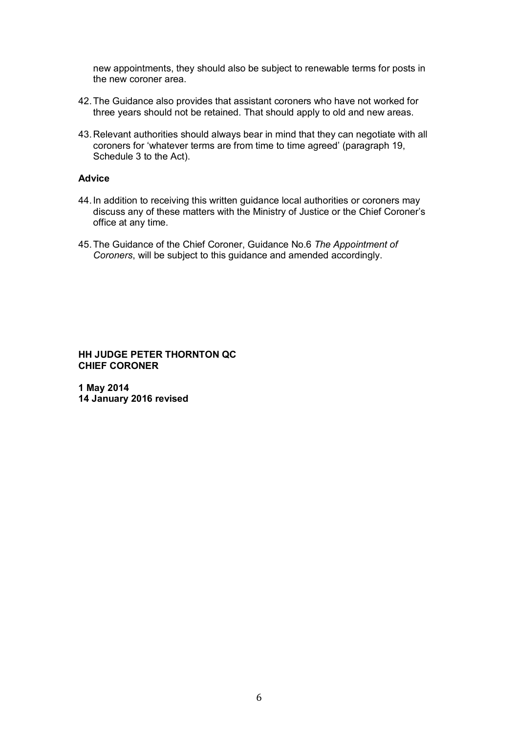new appointments, they should also be subject to renewable terms for posts in the new coroner area.

42. The Guidance also provides that assistant coroners who have not worked for three years should not be retained. That should apply to old and new areas.

43. Relevant authorities should always bear in mind that they can negotiate with all coroners for 'whatever terms are from time to time agreed' (paragraph 19, Schedule 3 to the Act).

**Advice**

44. In addition to receiving this written guidance local authorities or coroners may discuss any of these matters with the Ministry of Justice or the Chief Coroner's office at any time.

45. The Guidance of the Chief Coroner, Guidance No.6 *The Appointment of Coroners*, will be subject to this guidance and amended accordingly.

**HH JUDGE PETER THORNTON QC**
**CHIEF CORONER**

**1 May 2014**
**14 January 2016 revised**